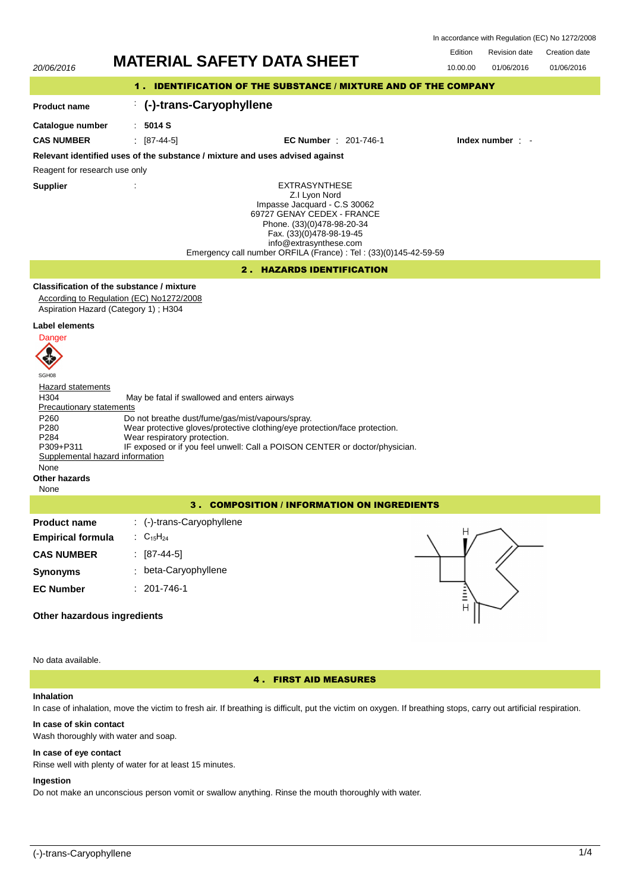In accordance with Regulation (EC) No 1272/2008

20/06/2016

# MATERIAL SAFETY DATA SHEET

| Edition | Revision date | Creation date |
|---|---|---|
| 10.00.00 | 01/06/2016 | 01/06/2016 |

## 1 . IDENTIFICATION OF THE SUBSTANCE / MIXTURE AND OF THE COMPANY

**Product name** : **(-)-trans-Caryophyllene**

**Catalogue number** : **5014 S**

**CAS NUMBER** : [87-44-5] **EC Number** : 201-746-1 **Index number** : -

**Relevant identified uses of the substance / mixture and uses advised against**

Reagent for research use only

**Supplier** :

EXTRASYNTHESE
Z.I Lyon Nord
Impasse Jacquard - C.S 30062
69727 GENAY CEDEX - FRANCE
Phone. (33)(0)478-98-20-34
Fax. (33)(0)478-98-19-45
info@extrasynthese.com
Emergency call number ORFILA (France) : Tel : (33)(0)145-42-59-59

## 2 . HAZARDS IDENTIFICATION

**Classification of the substance / mixture**

According to Regulation (EC) No1272/2008
Aspiration Hazard (Category 1) ; H304

**Label elements**

Danger

SGH08

Hazard statements

| | |
|---|---|
| H304 | May be fatal if swallowed and enters airways |

Precautionary statements

| | |
|---|---|
| P260 | Do not breathe dust/fume/gas/mist/vapours/spray. |
| P280 | Wear protective gloves/protective clothing/eye protection/face protection. |
| P284 | Wear respiratory protection. |
| P309+P311 | IF exposed or if you feel unwell: Call a POISON CENTER or doctor/physician. |

Supplemental hazard information

None

**Other hazards**

None

## 3 . COMPOSITION / INFORMATION ON INGREDIENTS

**Product name** : (-)-trans-Caryophyllene

**Empirical formula** : $C_{15}H_{24}$

**CAS NUMBER** : [87-44-5]

**Synonyms** : beta-Caryophyllene

**EC Number** : 201-746-1

**Other hazardous ingredients**

No data available.

## 4 . FIRST AID MEASURES

**Inhalation**

In case of inhalation, move the victim to fresh air. If breathing is difficult, put the victim on oxygen. If breathing stops, carry out artificial respiration.

**In case of skin contact**

Wash thoroughly with water and soap.

**In case of eye contact**

Rinse well with plenty of water for at least 15 minutes.

**Ingestion**

Do not make an unconscious person vomit or swallow anything. Rinse the mouth thoroughly with water.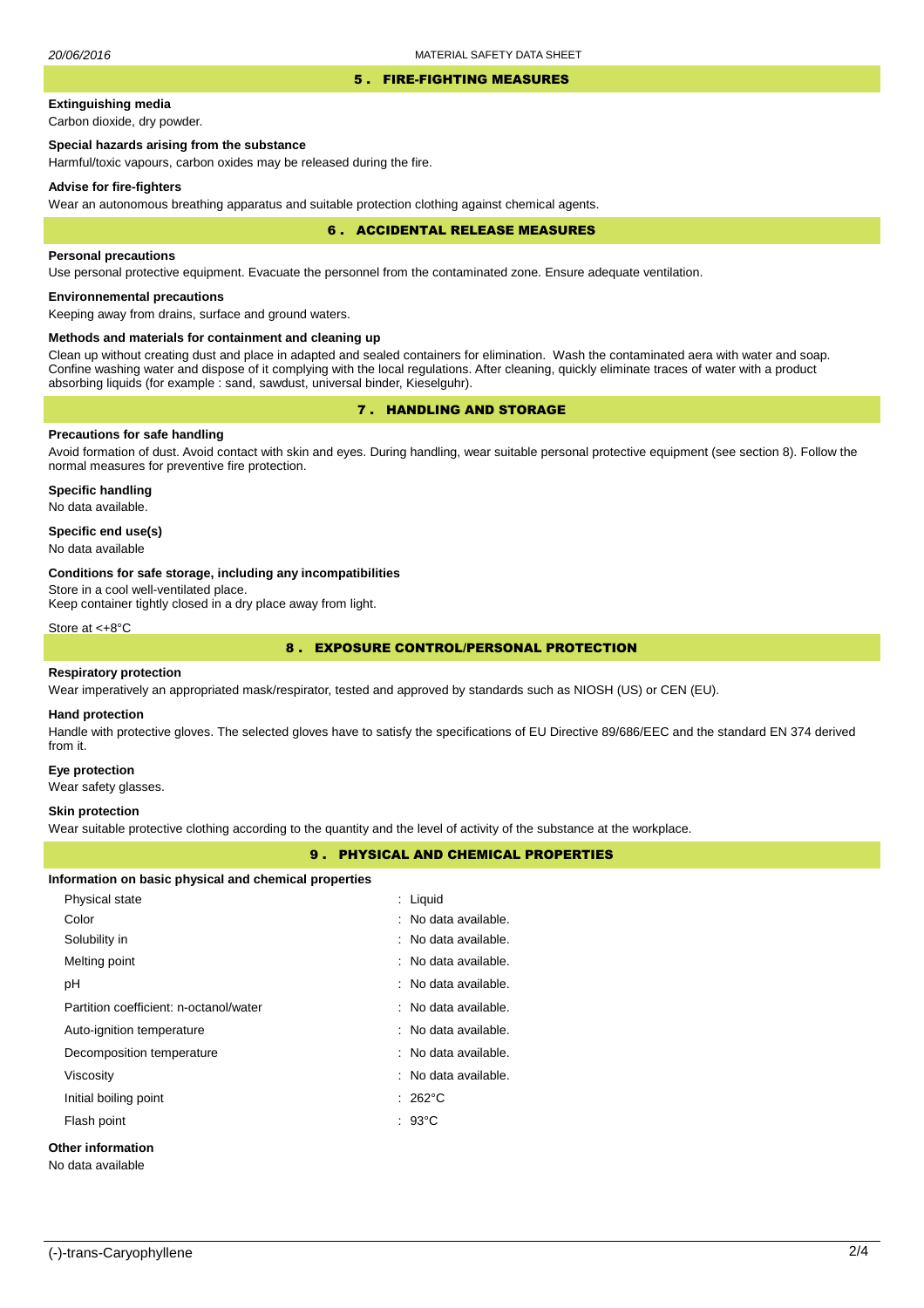## 5 . FIRE-FIGHTING MEASURES

### Extinguishing media

Carbon dioxide, dry powder.

### Special hazards arising from the substance

Harmful/toxic vapours, carbon oxides may be released during the fire.

### Advise for fire-fighters

Wear an autonomous breathing apparatus and suitable protection clothing against chemical agents.

## 6 . ACCIDENTAL RELEASE MEASURES

### Personal precautions

Use personal protective equipment. Evacuate the personnel from the contaminated zone. Ensure adequate ventilation.

### Environnemental precautions

Keeping away from drains, surface and ground waters.

### Methods and materials for containment and cleaning up

Clean up without creating dust and place in adapted and sealed containers for elimination. Wash the contaminated aera with water and soap. Confine washing water and dispose of it complying with the local regulations. After cleaning, quickly eliminate traces of water with a product absorbing liquids (for example : sand, sawdust, universal binder, Kieselguhr).

## 7 . HANDLING AND STORAGE

### Precautions for safe handling

Avoid formation of dust. Avoid contact with skin and eyes. During handling, wear suitable personal protective equipment (see section 8). Follow the normal measures for preventive fire protection.

### Specific handling

No data available.

### Specific end use(s)

No data available

### Conditions for safe storage, including any incompatibilities

Store in a cool well-ventilated place.
Keep container tightly closed in a dry place away from light.

Store at <+8°C

## 8 . EXPOSURE CONTROL/PERSONAL PROTECTION

### Respiratory protection

Wear imperatively an appropriated mask/respirator, tested and approved by standards such as NIOSH (US) or CEN (EU).

### Hand protection

Handle with protective gloves. The selected gloves have to satisfy the specifications of EU Directive 89/686/EEC and the standard EN 374 derived from it.

### Eye protection

Wear safety glasses.

### Skin protection

Wear suitable protective clothing according to the quantity and the level of activity of the substance at the workplace.

## 9 . PHYSICAL AND CHEMICAL PROPERTIES

### Information on basic physical and chemical properties

| Property | Value |
|---|---|
| Physical state | : Liquid |
| Color | : No data available. |
| Solubility in | : No data available. |
| Melting point | : No data available. |
| pH | : No data available. |
| Partition coefficient: n-octanol/water | : No data available. |
| Auto-ignition temperature | : No data available. |
| Decomposition temperature | : No data available. |
| Viscosity | : No data available. |
| Initial boiling point | : 262°C |
| Flash point | : 93°C |

### Other information

No data available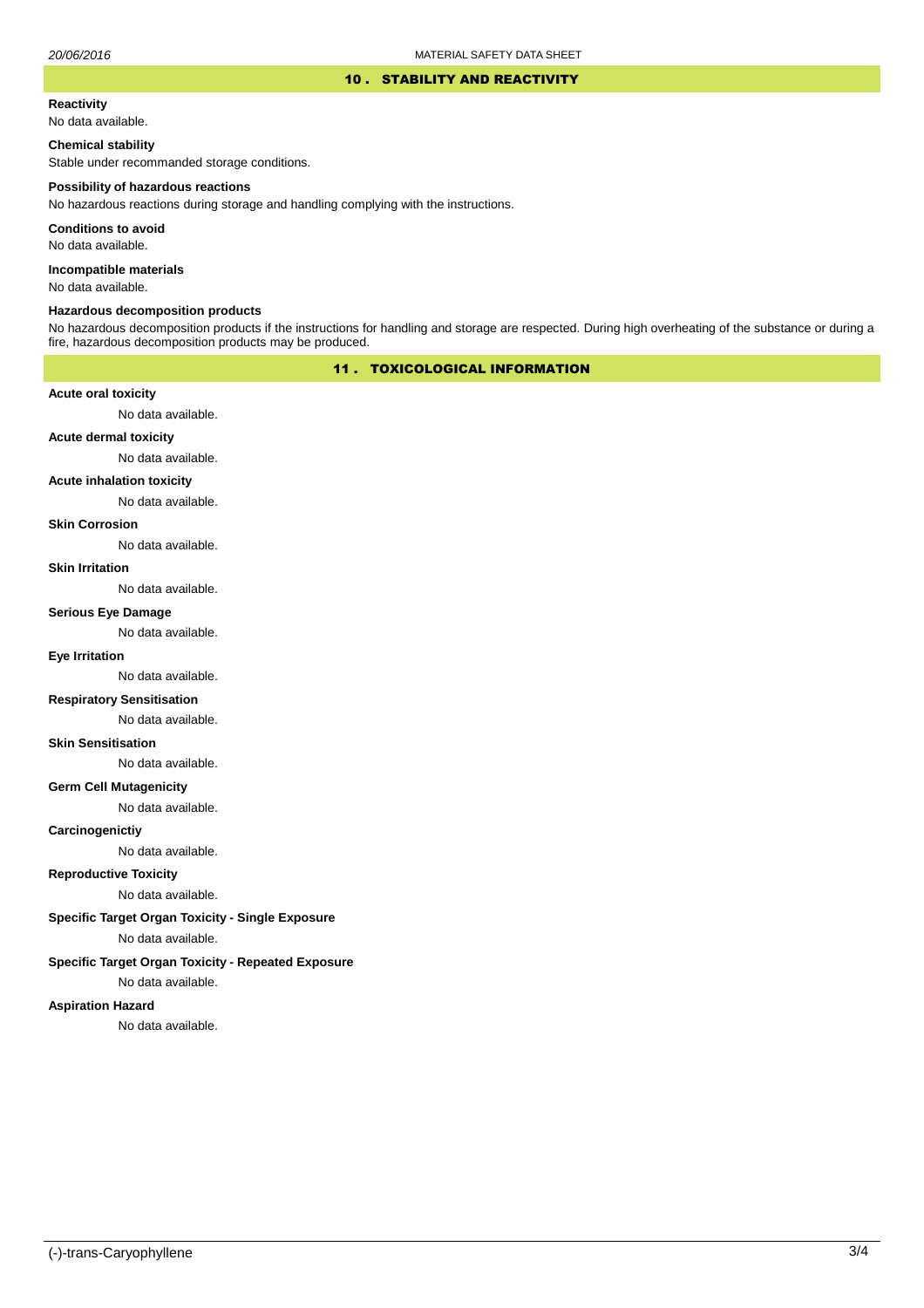## 10 . STABILITY AND REACTIVITY

**Reactivity**

No data available.

**Chemical stability**

Stable under recommanded storage conditions.

**Possibility of hazardous reactions**

No hazardous reactions during storage and handling complying with the instructions.

**Conditions to avoid**

No data available.

**Incompatible materials**

No data available.

**Hazardous decomposition products**

No hazardous decomposition products if the instructions for handling and storage are respected. During high overheating of the substance or during a fire, hazardous decomposition products may be produced.

## 11 . TOXICOLOGICAL INFORMATION

**Acute oral toxicity**

No data available.

**Acute dermal toxicity**

No data available.

**Acute inhalation toxicity**

No data available.

**Skin Corrosion**

No data available.

**Skin Irritation**

No data available.

**Serious Eye Damage**

No data available.

**Eye Irritation**

No data available.

**Respiratory Sensitisation**

No data available.

**Skin Sensitisation**

No data available.

**Germ Cell Mutagenicity**

No data available.

**Carcinogenictiy**

No data available.

**Reproductive Toxicity**

No data available.

**Specific Target Organ Toxicity - Single Exposure**

No data available.

**Specific Target Organ Toxicity - Repeated Exposure**

No data available.

**Aspiration Hazard**

No data available.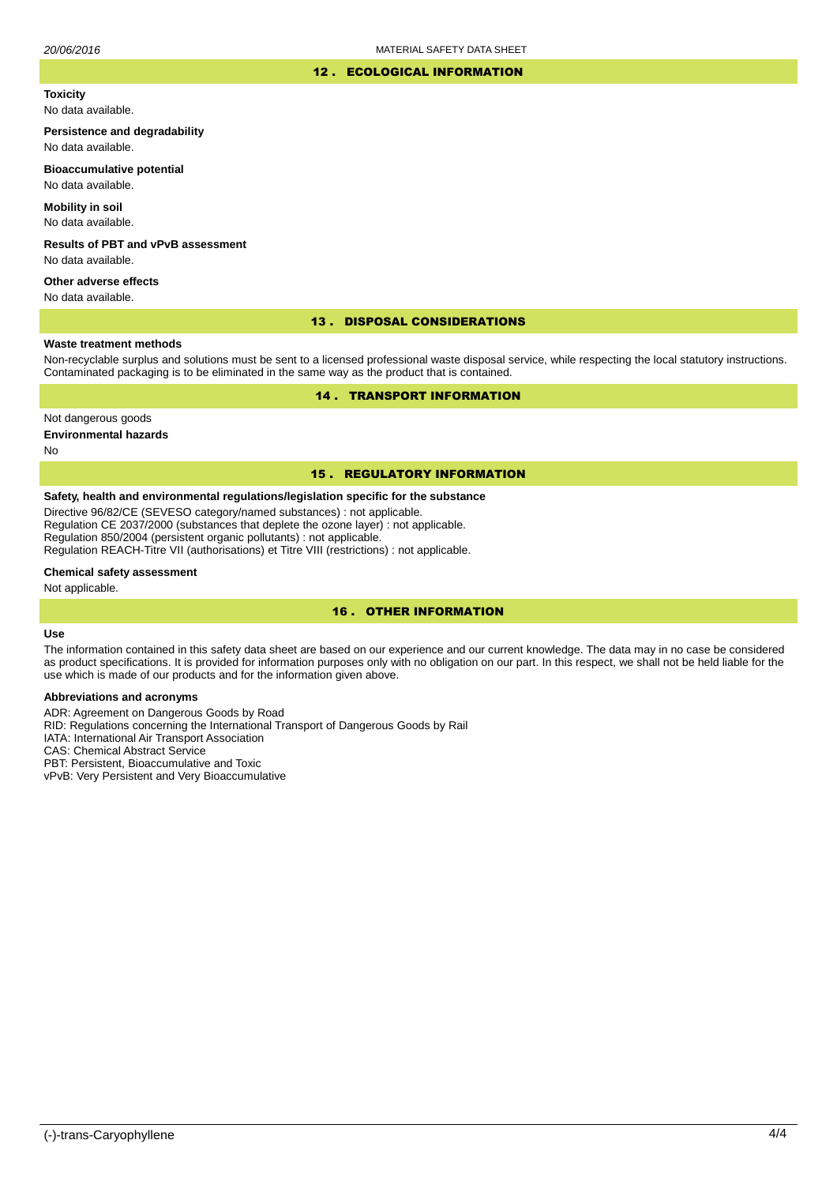## 12 . ECOLOGICAL INFORMATION

**Toxicity**

No data available.

**Persistence and degradability**

No data available.

**Bioaccumulative potential**

No data available.

**Mobility in soil**

No data available.

**Results of PBT and vPvB assessment**

No data available.

**Other adverse effects**

No data available.

## 13 . DISPOSAL CONSIDERATIONS

**Waste treatment methods**

Non-recyclable surplus and solutions must be sent to a licensed professional waste disposal service, while respecting the local statutory instructions. Contaminated packaging is to be eliminated in the same way as the product that is contained.

## 14 . TRANSPORT INFORMATION

Not dangerous goods

**Environmental hazards**

No

## 15 . REGULATORY INFORMATION

**Safety, health and environmental regulations/legislation specific for the substance**

Directive 96/82/CE (SEVESO category/named substances) : not applicable.
Regulation CE 2037/2000 (substances that deplete the ozone layer) : not applicable.
Regulation 850/2004 (persistent organic pollutants) : not applicable.
Regulation REACH-Titre VII (authorisations) et Titre VIII (restrictions) : not applicable.

**Chemical safety assessment**

Not applicable.

## 16 . OTHER INFORMATION

**Use**

The information contained in this safety data sheet are based on our experience and our current knowledge. The data may in no case be considered as product specifications. It is provided for information purposes only with no obligation on our part. In this respect, we shall not be held liable for the use which is made of our products and for the information given above.

**Abbreviations and acronyms**

ADR: Agreement on Dangerous Goods by Road
RID: Regulations concerning the International Transport of Dangerous Goods by Rail
IATA: International Air Transport Association
CAS: Chemical Abstract Service
PBT: Persistent, Bioaccumulative and Toxic
vPvB: Very Persistent and Very Bioaccumulative